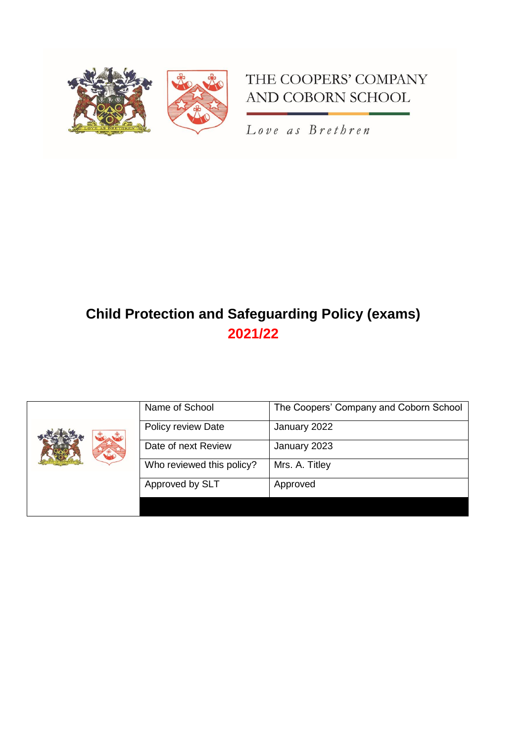THE COOPERS' COMPANY AND COBORN SCHOOL

*Love as Brethren*

# Child Protection and Safeguarding Policy (exams)

## 2021/22

| | | |
|---|---|---|
| | Name of School | The Coopers' Company and Coborn School |
| | Policy review Date | January 2022 |
| | Date of next Review | January 2023 |
| | Who reviewed this policy? | Mrs. A. Titley |
| | Approved by SLT | Approved |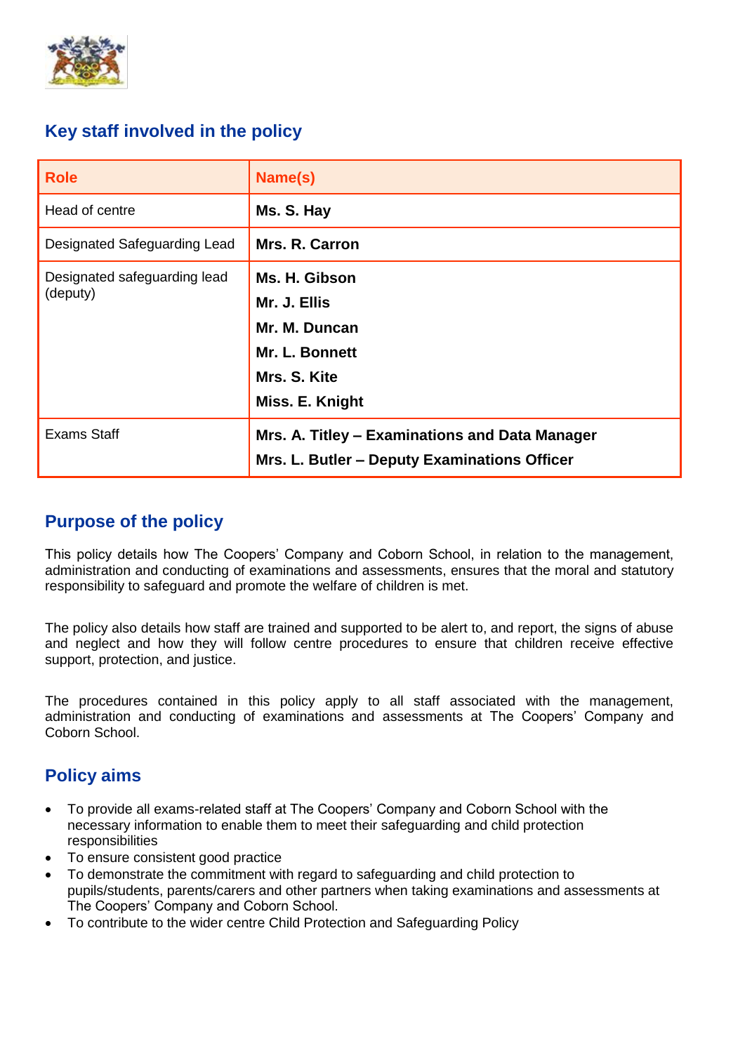## Key staff involved in the policy

| Role | Name(s) |
| --- | --- |
| Head of centre | **Ms. S. Hay** |
| Designated Safeguarding Lead | **Mrs. R. Carron** |
| Designated safeguarding lead (deputy) | **Ms. H. Gibson**<br>**Mr. J. Ellis**<br>**Mr. M. Duncan**<br>**Mr. L. Bonnett**<br>**Mrs. S. Kite**<br>**Miss. E. Knight** |
| Exams Staff | **Mrs. A. Titley – Examinations and Data Manager**<br>**Mrs. L. Butler – Deputy Examinations Officer** |

## Purpose of the policy

This policy details how The Coopers' Company and Coborn School, in relation to the management, administration and conducting of examinations and assessments, ensures that the moral and statutory responsibility to safeguard and promote the welfare of children is met.

The policy also details how staff are trained and supported to be alert to, and report, the signs of abuse and neglect and how they will follow centre procedures to ensure that children receive effective support, protection, and justice.

The procedures contained in this policy apply to all staff associated with the management, administration and conducting of examinations and assessments at The Coopers' Company and Coborn School.

## Policy aims

- To provide all exams-related staff at The Coopers' Company and Coborn School with the necessary information to enable them to meet their safeguarding and child protection responsibilities
- To ensure consistent good practice
- To demonstrate the commitment with regard to safeguarding and child protection to pupils/students, parents/carers and other partners when taking examinations and assessments at The Coopers' Company and Coborn School.
- To contribute to the wider centre Child Protection and Safeguarding Policy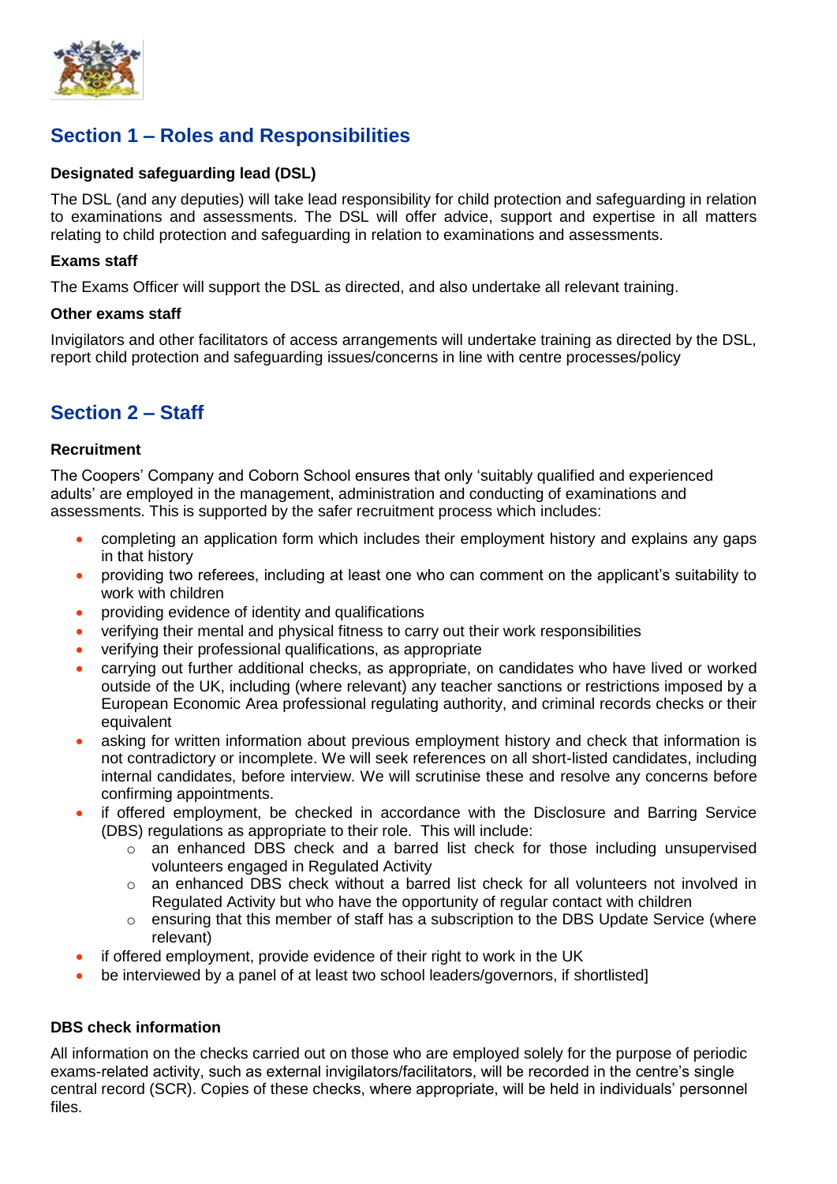## Section 1 – Roles and Responsibilities

**Designated safeguarding lead (DSL)**

The DSL (and any deputies) will take lead responsibility for child protection and safeguarding in relation to examinations and assessments. The DSL will offer advice, support and expertise in all matters relating to child protection and safeguarding in relation to examinations and assessments.

**Exams staff**

The Exams Officer will support the DSL as directed, and also undertake all relevant training.

**Other exams staff**

Invigilators and other facilitators of access arrangements will undertake training as directed by the DSL, report child protection and safeguarding issues/concerns in line with centre processes/policy

## Section 2 – Staff

**Recruitment**

The Coopers' Company and Coborn School ensures that only 'suitably qualified and experienced adults' are employed in the management, administration and conducting of examinations and assessments. This is supported by the safer recruitment process which includes:

- completing an application form which includes their employment history and explains any gaps in that history
- providing two referees, including at least one who can comment on the applicant's suitability to work with children
- providing evidence of identity and qualifications
- verifying their mental and physical fitness to carry out their work responsibilities
- verifying their professional qualifications, as appropriate
- carrying out further additional checks, as appropriate, on candidates who have lived or worked outside of the UK, including (where relevant) any teacher sanctions or restrictions imposed by a European Economic Area professional regulating authority, and criminal records checks or their equivalent
- asking for written information about previous employment history and check that information is not contradictory or incomplete. We will seek references on all short-listed candidates, including internal candidates, before interview. We will scrutinise these and resolve any concerns before confirming appointments.
- if offered employment, be checked in accordance with the Disclosure and Barring Service (DBS) regulations as appropriate to their role. This will include:
    - an enhanced DBS check and a barred list check for those including unsupervised volunteers engaged in Regulated Activity
    - an enhanced DBS check without a barred list check for all volunteers not involved in Regulated Activity but who have the opportunity of regular contact with children
    - ensuring that this member of staff has a subscription to the DBS Update Service (where relevant)
- if offered employment, provide evidence of their right to work in the UK
- be interviewed by a panel of at least two school leaders/governors, if shortlisted]

**DBS check information**

All information on the checks carried out on those who are employed solely for the purpose of periodic exams-related activity, such as external invigilators/facilitators, will be recorded in the centre's single central record (SCR). Copies of these checks, where appropriate, will be held in individuals' personnel files.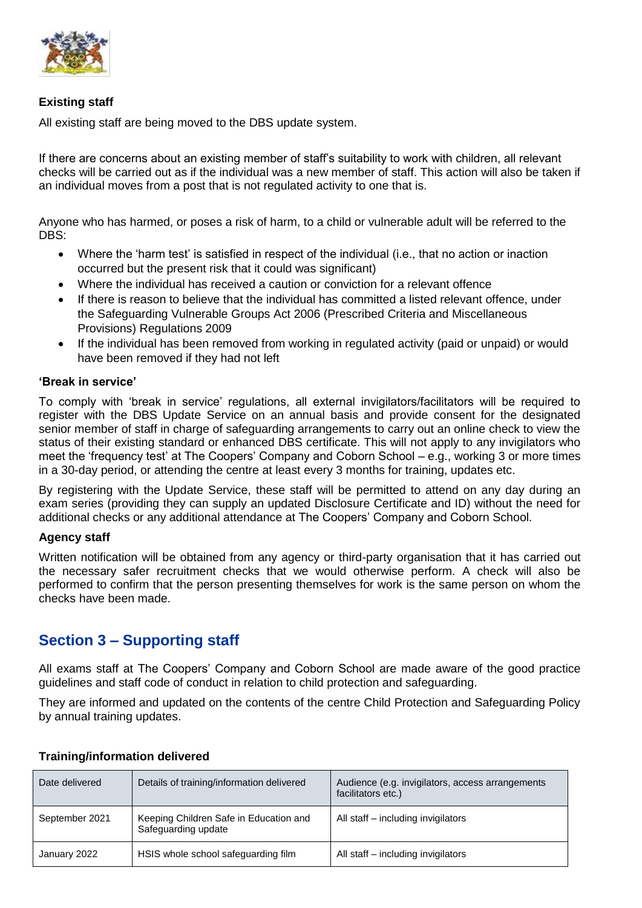### Existing staff

All existing staff are being moved to the DBS update system.

If there are concerns about an existing member of staff's suitability to work with children, all relevant checks will be carried out as if the individual was a new member of staff. This action will also be taken if an individual moves from a post that is not regulated activity to one that is.

Anyone who has harmed, or poses a risk of harm, to a child or vulnerable adult will be referred to the DBS:

- Where the 'harm test' is satisfied in respect of the individual (i.e., that no action or inaction occurred but the present risk that it could was significant)
- Where the individual has received a caution or conviction for a relevant offence
- If there is reason to believe that the individual has committed a listed relevant offence, under the Safeguarding Vulnerable Groups Act 2006 (Prescribed Criteria and Miscellaneous Provisions) Regulations 2009
- If the individual has been removed from working in regulated activity (paid or unpaid) or would have been removed if they had not left

### 'Break in service'

To comply with 'break in service' regulations, all external invigilators/facilitators will be required to register with the DBS Update Service on an annual basis and provide consent for the designated senior member of staff in charge of safeguarding arrangements to carry out an online check to view the status of their existing standard or enhanced DBS certificate. This will not apply to any invigilators who meet the 'frequency test' at The Coopers' Company and Coborn School – e.g., working 3 or more times in a 30-day period, or attending the centre at least every 3 months for training, updates etc.

By registering with the Update Service, these staff will be permitted to attend on any day during an exam series (providing they can supply an updated Disclosure Certificate and ID) without the need for additional checks or any additional attendance at The Coopers' Company and Coborn School.

### Agency staff

Written notification will be obtained from any agency or third-party organisation that it has carried out the necessary safer recruitment checks that we would otherwise perform. A check will also be performed to confirm that the person presenting themselves for work is the same person on whom the checks have been made.

## Section 3 – Supporting staff

All exams staff at The Coopers' Company and Coborn School are made aware of the good practice guidelines and staff code of conduct in relation to child protection and safeguarding.

They are informed and updated on the contents of the centre Child Protection and Safeguarding Policy by annual training updates.

### Training/information delivered

| Date delivered | Details of training/information delivered | Audience (e.g. invigilators, access arrangements facilitators etc.) |
|---|---|---|
| September 2021 | Keeping Children Safe in Education and Safeguarding update | All staff – including invigilators |
| January 2022 | HSIS whole school safeguarding film | All staff – including invigilators |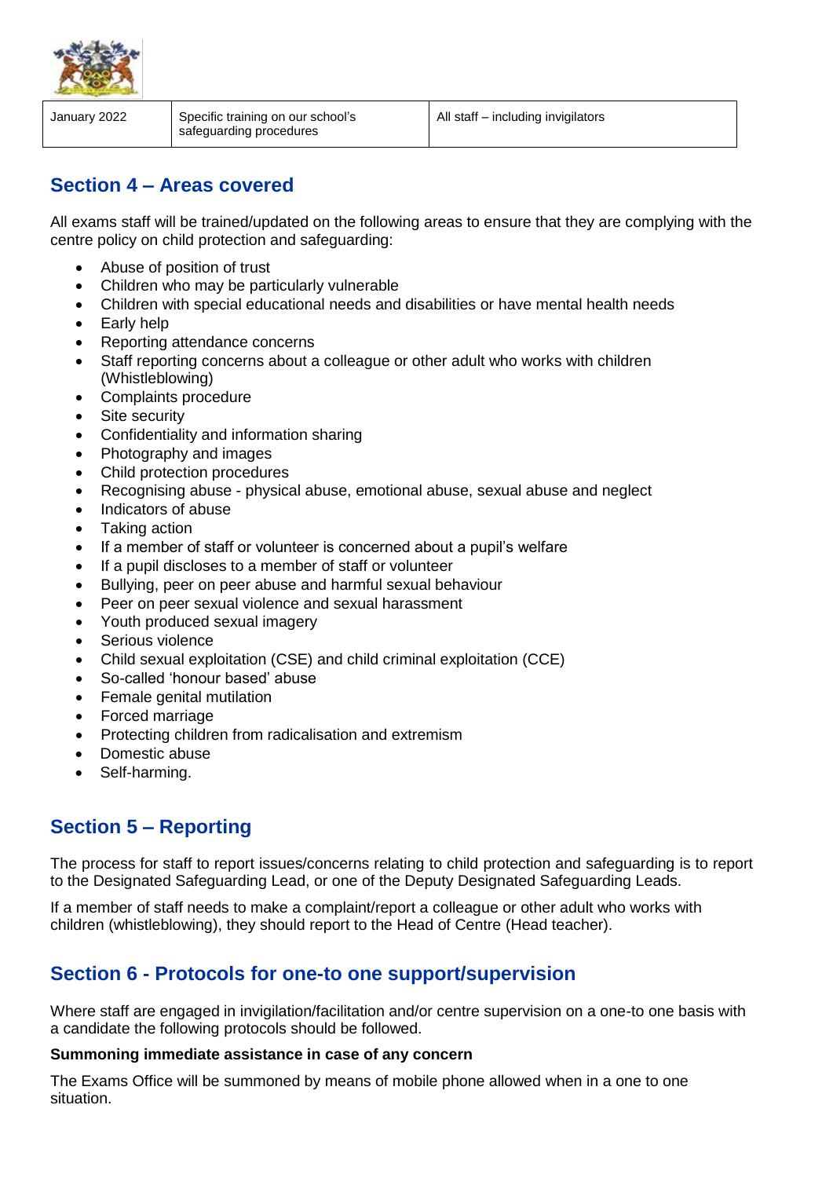| January 2022 | Specific training on our school's safeguarding procedures | All staff – including invigilators |
|---|---|---|

## Section 4 – Areas covered

All exams staff will be trained/updated on the following areas to ensure that they are complying with the centre policy on child protection and safeguarding:

- Abuse of position of trust
- Children who may be particularly vulnerable
- Children with special educational needs and disabilities or have mental health needs
- Early help
- Reporting attendance concerns
- Staff reporting concerns about a colleague or other adult who works with children (Whistleblowing)
- Complaints procedure
- Site security
- Confidentiality and information sharing
- Photography and images
- Child protection procedures
- Recognising abuse - physical abuse, emotional abuse, sexual abuse and neglect
- Indicators of abuse
- Taking action
- If a member of staff or volunteer is concerned about a pupil's welfare
- If a pupil discloses to a member of staff or volunteer
- Bullying, peer on peer abuse and harmful sexual behaviour
- Peer on peer sexual violence and sexual harassment
- Youth produced sexual imagery
- Serious violence
- Child sexual exploitation (CSE) and child criminal exploitation (CCE)
- So-called 'honour based' abuse
- Female genital mutilation
- Forced marriage
- Protecting children from radicalisation and extremism
- Domestic abuse
- Self-harming.

## Section 5 – Reporting

The process for staff to report issues/concerns relating to child protection and safeguarding is to report to the Designated Safeguarding Lead, or one of the Deputy Designated Safeguarding Leads.

If a member of staff needs to make a complaint/report a colleague or other adult who works with children (whistleblowing), they should report to the Head of Centre (Head teacher).

## Section 6 - Protocols for one-to one support/supervision

Where staff are engaged in invigilation/facilitation and/or centre supervision on a one-to one basis with a candidate the following protocols should be followed.

**Summoning immediate assistance in case of any concern**

The Exams Office will be summoned by means of mobile phone allowed when in a one to one situation.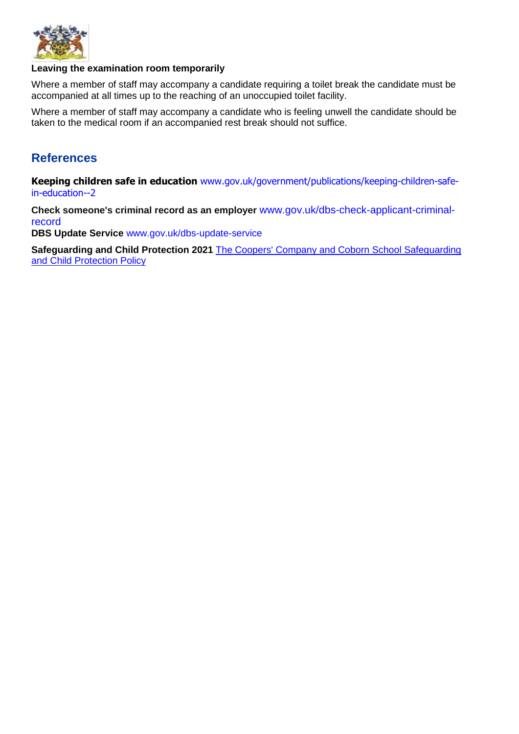**Leaving the examination room temporarily**

Where a member of staff may accompany a candidate requiring a toilet break the candidate must be accompanied at all times up to the reaching of an unoccupied toilet facility.

Where a member of staff may accompany a candidate who is feeling unwell the candidate should be taken to the medical room if an accompanied rest break should not suffice.

## References

**Keeping children safe in education** www.gov.uk/government/publications/keeping-children-safe-in-education--2

**Check someone's criminal record as an employer** www.gov.uk/dbs-check-applicant-criminal-record
**DBS Update Service** www.gov.uk/dbs-update-service

**Safeguarding and Child Protection 2021** The Coopers' Company and Coborn School Safeguarding and Child Protection Policy